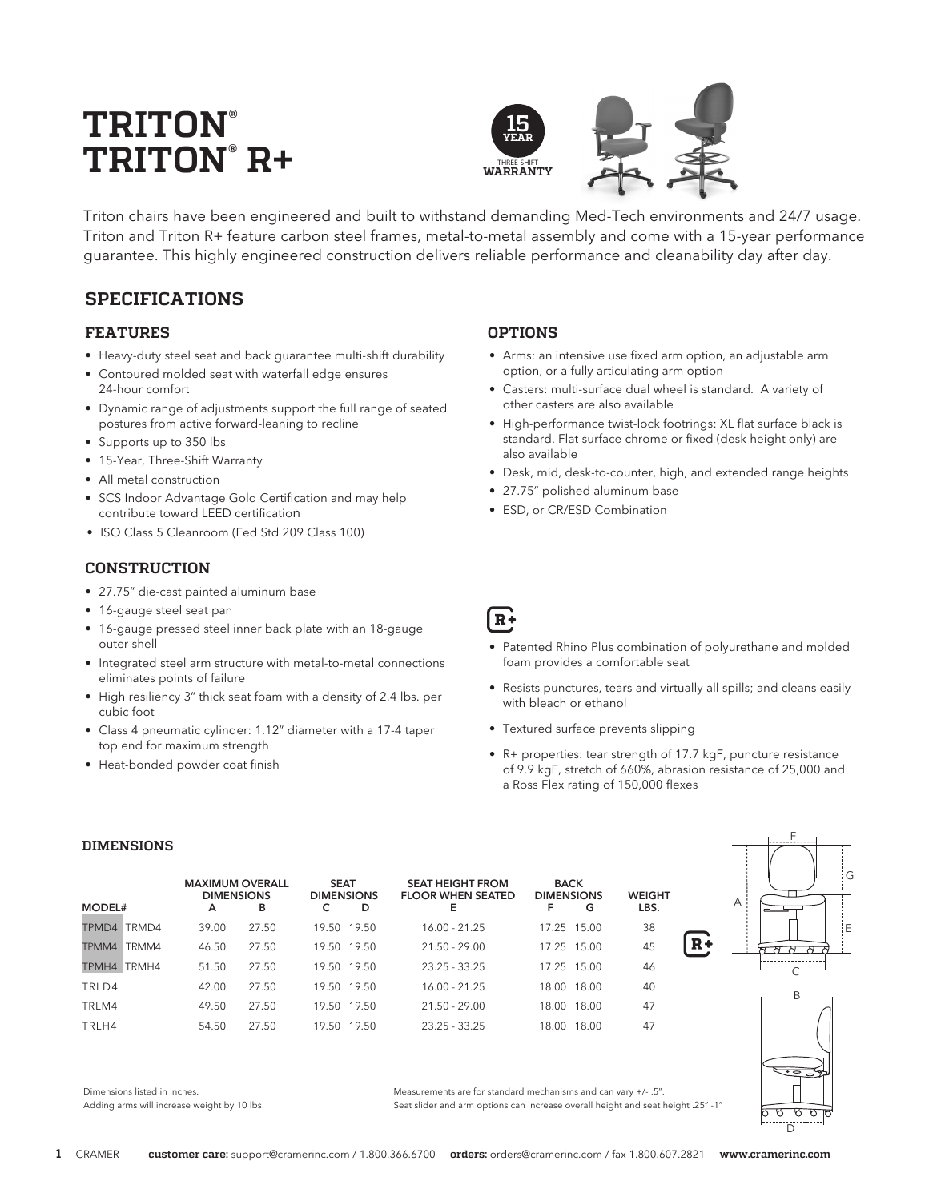# TRITON®
# TRITON® R+

15 YEAR THREE-SHIFT WARRANTY

Triton chairs have been engineered and built to withstand demanding Med-Tech environments and 24/7 usage. Triton and Triton R+ feature carbon steel frames, metal-to-metal assembly and come with a 15-year performance guarantee. This highly engineered construction delivers reliable performance and cleanability day after day.

## SPECIFICATIONS

### FEATURES

- Heavy-duty steel seat and back guarantee multi-shift durability
- Contoured molded seat with waterfall edge ensures 24-hour comfort
- Dynamic range of adjustments support the full range of seated postures from active forward-leaning to recline
- Supports up to 350 lbs
- 15-Year, Three-Shift Warranty
- All metal construction
- SCS Indoor Advantage Gold Certification and may help contribute toward LEED certification
- ISO Class 5 Cleanroom (Fed Std 209 Class 100)

### CONSTRUCTION

- 27.75" die-cast painted aluminum base
- 16-gauge steel seat pan
- 16-gauge pressed steel inner back plate with an 18-gauge outer shell
- Integrated steel arm structure with metal-to-metal connections eliminates points of failure
- High resiliency 3" thick seat foam with a density of 2.4 lbs. per cubic foot
- Class 4 pneumatic cylinder: 1.12" diameter with a 17-4 taper top end for maximum strength
- Heat-bonded powder coat finish

### OPTIONS

- Arms: an intensive use fixed arm option, an adjustable arm option, or a fully articulating arm option
- Casters: multi-surface dual wheel is standard. A variety of other casters are also available
- High-performance twist-lock footrings: XL flat surface black is standard. Flat surface chrome or fixed (desk height only) are also available
- Desk, mid, desk-to-counter, high, and extended range heights
- 27.75" polished aluminum base
- ESD, or CR/ESD Combination

### R+

- Patented Rhino Plus combination of polyurethane and molded foam provides a comfortable seat
- Resists punctures, tears and virtually all spills; and cleans easily with bleach or ethanol
- Textured surface prevents slipping
- R+ properties: tear strength of 17.7 kgF, puncture resistance of 9.9 kgF, stretch of 660%, abrasion resistance of 25,000 and a Ross Flex rating of 150,000 flexes

### DIMENSIONS

| MODEL# | | MAXIMUM OVERALL DIMENSIONS A | B | SEAT DIMENSIONS C | D | SEAT HEIGHT FROM FLOOR WHEN SEATED E | BACK DIMENSIONS F | G | WEIGHT LBS. |
|---|---|---|---|---|---|---|---|---|---|
| TPMD4 | TRMD4 | 39.00 | 27.50 | 19.50 | 19.50 | 16.00 - 21.25 | 17.25 | 15.00 | 38 |
| TPMM4 | TRMM4 | 46.50 | 27.50 | 19.50 | 19.50 | 21.50 - 29.00 | 17.25 | 15.00 | 45 |
| TPMH4 | TRMH4 | 51.50 | 27.50 | 19.50 | 19.50 | 23.25 - 33.25 | 17.25 | 15.00 | 46 |
| TRLD4 | | 42.00 | 27.50 | 19.50 | 19.50 | 16.00 - 21.25 | 18.00 | 18.00 | 40 |
| TRLM4 | | 49.50 | 27.50 | 19.50 | 19.50 | 21.50 - 29.00 | 18.00 | 18.00 | 47 |
| TRLH4 | | 54.50 | 27.50 | 19.50 | 19.50 | 23.25 - 33.25 | 18.00 | 18.00 | 47 |

Dimensions listed in inches.
Adding arms will increase weight by 10 lbs.

Measurements are for standard mechanisms and can vary +/- .5".
Seat slider and arm options can increase overall height and seat height .25" -1"

CRAMER **customer care:** support@cramerinc.com / 1.800.366.6700 **orders:** orders@cramerinc.com / fax 1.800.607.2821 **www.cramerinc.com**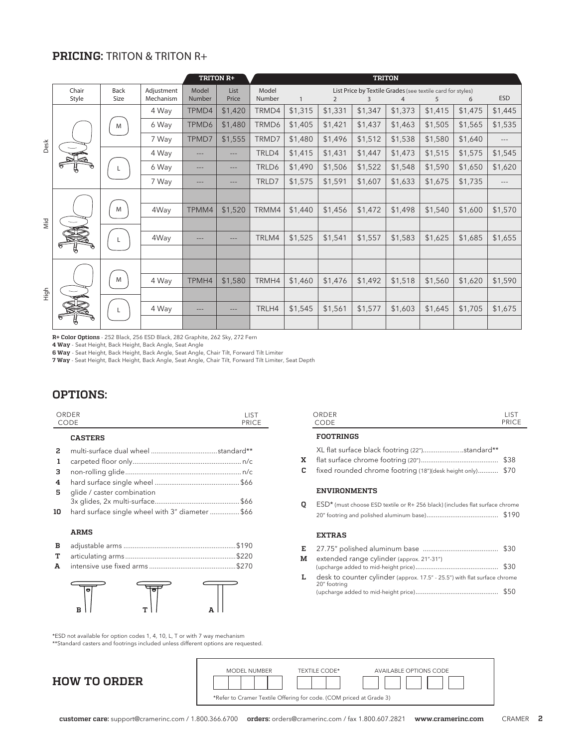## PRICING: TRITON & TRITON R+

| | Chair Style | Back Size | Adjustment Mechanism | TRITON R+ Model Number | TRITON R+ List Price | TRITON Model Number | List Price by Textile Grades (see textile card for styles) 1 | 2 | 3 | 4 | 5 | 6 | ESD |
|---|---|---|---|---|---|---|---|---|---|---|---|---|---|
| Desk | | M | 4 Way | TPMD4 | $1,420 | TRMD4 | $1,315 | $1,331 | $1,347 | $1,373 | $1,415 | $1,475 | $1,445 |
| | | | 6 Way | TPMD6 | $1,480 | TRMD6 | $1,405 | $1,421 | $1,437 | $1,463 | $1,505 | $1,565 | $1,535 |
| | | | 7 Way | TPMD7 | $1,555 | TRMD7 | $1,480 | $1,496 | $1,512 | $1,538 | $1,580 | $1,640 | --- |
| | | L | 4 Way | --- | --- | TRLD4 | $1,415 | $1,431 | $1,447 | $1,473 | $1,515 | $1,575 | $1,545 |
| | | | 6 Way | --- | --- | TRLD6 | $1,490 | $1,506 | $1,522 | $1,548 | $1,590 | $1,650 | $1,620 |
| | | | 7 Way | --- | --- | TRLD7 | $1,575 | $1,591 | $1,607 | $1,633 | $1,675 | $1,735 | --- |
| Mid | | M | 4Way | TPMM4 | $1,520 | TRMM4 | $1,440 | $1,456 | $1,472 | $1,498 | $1,540 | $1,600 | $1,570 |
| | | L | 4Way | --- | --- | TRLM4 | $1,525 | $1,541 | $1,557 | $1,583 | $1,625 | $1,685 | $1,655 |
| High | | M | 4 Way | TPMH4 | $1,580 | TRMH4 | $1,460 | $1,476 | $1,492 | $1,518 | $1,560 | $1,620 | $1,590 |
| | | L | 4 Way | --- | --- | TRLH4 | $1,545 | $1,561 | $1,577 | $1,603 | $1,645 | $1,705 | $1,675 |

**R+ Color Options** - 252 Black, 256 ESD Black, 282 Graphite, 262 Sky, 272 Fern
**4 Way** - Seat Height, Back Height, Back Angle, Seat Angle
**6 Way** - Seat Height, Back Height, Back Angle, Seat Angle, Chair Tilt, Forward Tilt Limiter
**7 Way** - Seat Height, Back Height, Back Angle, Seat Angle, Chair Tilt, Forward Tilt Limiter, Seat Depth

## OPTIONS:

| ORDER CODE | | LIST PRICE |
|---|---|---|
| | **CASTERS** | |
| 2 | multi-surface dual wheel | standard** |
| 1 | carpeted floor only | n/c |
| 3 | non-rolling glide | n/c |
| 4 | hard surface single wheel | $66 |
| 5 | glide / caster combination 3x glides, 2x multi-surface | $66 |
| 10 | hard surface single wheel with 3" diameter | $66 |
| | **ARMS** | |
| B | adjustable arms | $190 |
| T | articulating arms | $220 |
| A | intensive use fixed arms | $270 |

B T A

| ORDER CODE | | LIST PRICE |
|---|---|---|
| | **FOOTRINGS** | |
| | XL flat surface black footring (22") | standard** |
| X | flat surface chrome footring (20") | $38 |
| C | fixed rounded chrome footring (18")(desk height only) | $70 |
| | **ENVIRONMENTS** | |
| Q | ESD* (must choose ESD textile or R+ 256 black) (includes flat surface chrome 20" footring and polished aluminum base) | $190 |
| | **EXTRAS** | |
| E | 27.75" polished aluminum base | $30 |
| M | extended range cylinder (approx. 21"-31") (upcharge added to mid-height price) | $30 |
| L | desk to counter cylinder (approx. 17.5" - 25.5") with flat surface chrome 20" footring (upcharge added to mid-height price) | $50 |

*ESD not available for option codes 1, 4, 10, L, T or with 7 way mechanism
**Standard casters and footrings included unless different options are requested.

## HOW TO ORDER

MODEL NUMBER | TEXTILE CODE* | AVAILABLE OPTIONS CODE

*Refer to Cramer Textile Offering for code. (COM priced at Grade 3)

**customer care:** support@cramerinc.com / 1.800.366.6700 **orders:** orders@cramerinc.com / fax 1.800.607.2821 **www.cramerinc.com**